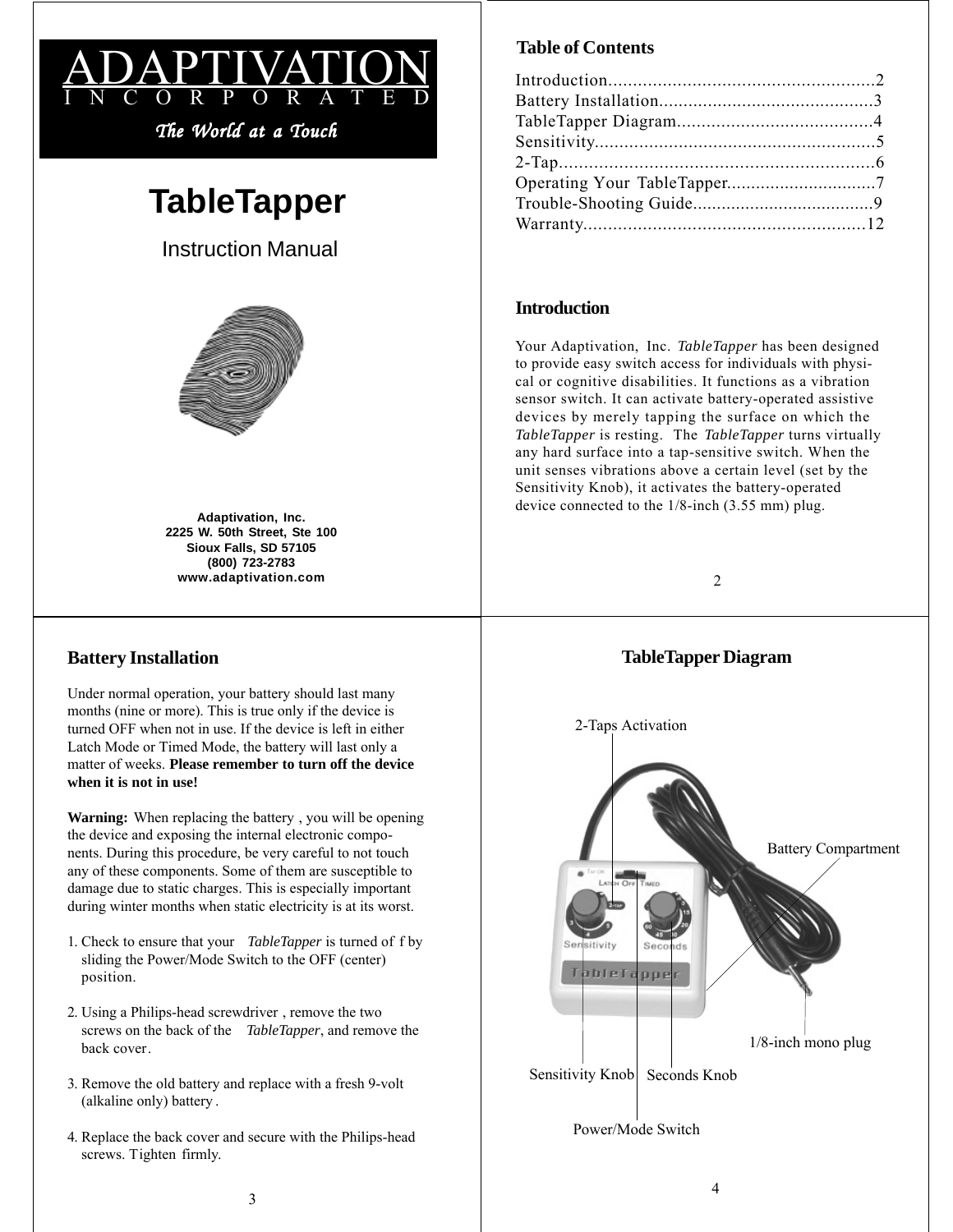# ADAPTIVATION

INCORPORATED

*The World at a Touch*

# TableTapper

Instruction Manual

**Adaptivation, Inc.**
**2225 W. 50th Street, Ste 100**
**Sioux Falls, SD 57105**
**(800) 723-2783**
**www.adaptivation.com**

## Table of Contents

Introduction......................................................2
Battery Installation...........................................3
TableTapper Diagram........................................4
Sensitivity.........................................................5
2-Tap...............................................................6
Operating Your TableTapper..............................7
Trouble-Shooting Guide.....................................9
Warranty.........................................................12

## Introduction

Your Adaptivation, Inc. *TableTapper* has been designed to provide easy switch access for individuals with physical or cognitive disabilities. It functions as a vibration sensor switch. It can activate battery-operated assistive devices by merely tapping the surface on which the *TableTapper* is resting. The *TableTapper* turns virtually any hard surface into a tap-sensitive switch. When the unit senses vibrations above a certain level (set by the Sensitivity Knob), it activates the battery-operated device connected to the 1/8-inch (3.55 mm) plug.

## Battery Installation

Under normal operation, your battery should last many months (nine or more). This is true only if the device is turned OFF when not in use. If the device is left in either Latch Mode or Timed Mode, the battery will last only a matter of weeks. **Please remember to turn off the device when it is not in use!**

**Warning:** When replacing the battery, you will be opening the device and exposing the internal electronic components. During this procedure, be very careful to not touch any of these components. Some of them are susceptible to damage due to static charges. This is especially important during winter months when static electricity is at its worst.

1. Check to ensure that your *TableTapper* is turned off by sliding the Power/Mode Switch to the OFF (center) position.

2. Using a Philips-head screwdriver, remove the two screws on the back of the *TableTapper*, and remove the back cover.

3. Remove the old battery and replace with a fresh 9-volt (alkaline only) battery.

4. Replace the back cover and secure with the Philips-head screws. Tighten firmly.

## TableTapper Diagram

2-Taps Activation

Battery Compartment

1/8-inch mono plug

Sensitivity Knob

Seconds Knob

Power/Mode Switch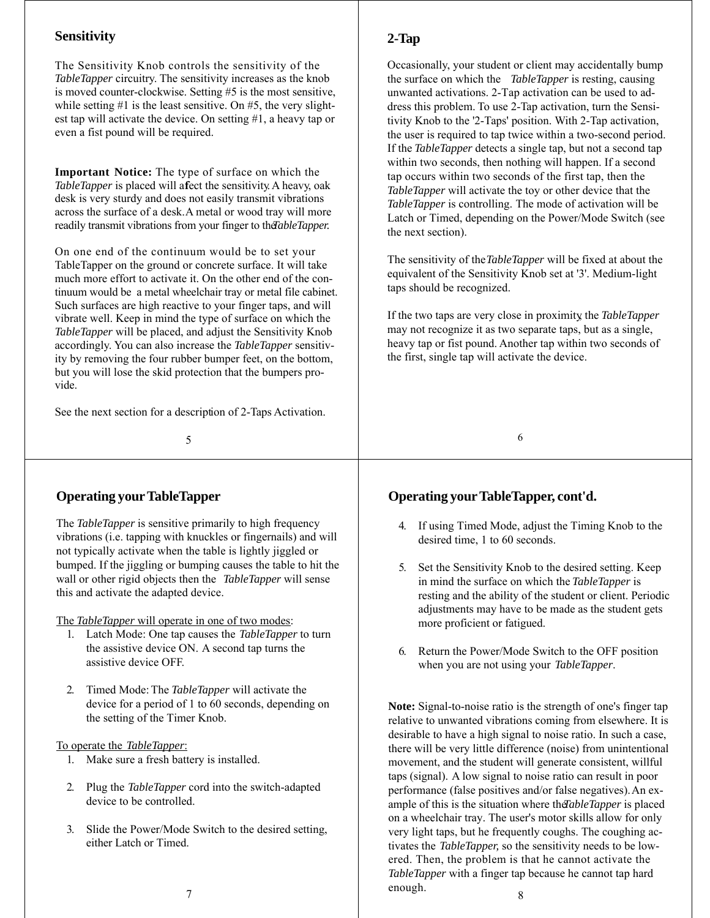## Sensitivity

The Sensitivity Knob controls the sensitivity of the *TableTapper* circuitry. The sensitivity increases as the knob is moved counter-clockwise. Setting #5 is the most sensitive, while setting #1 is the least sensitive. On #5, the very slightest tap will activate the device. On setting #1, a heavy tap or even a fist pound will be required.

**Important Notice:** The type of surface on which the *TableTapper* is placed will affect the sensitivity. A heavy, oak desk is very sturdy and does not easily transmit vibrations across the surface of a desk. A metal or wood tray will more readily transmit vibrations from your finger to the *TableTapper.*

On one end of the continuum would be to set your TableTapper on the ground or concrete surface. It will take much more effort to activate it. On the other end of the continuum would be a metal wheelchair tray or metal file cabinet. Such surfaces are high reactive to your finger taps, and will vibrate well. Keep in mind the type of surface on which the *TableTapper* will be placed, and adjust the Sensitivity Knob accordingly. You can also increase the *TableTapper* sensitivity by removing the four rubber bumper feet, on the bottom, but you will lose the skid protection that the bumpers provide.

See the next section for a description of 2-Taps Activation.

## 2-Tap

Occasionally, your student or client may accidentally bump the surface on which the *TableTapper* is resting, causing unwanted activations. 2-Tap activation can be used to address this problem. To use 2-Tap activation, turn the Sensitivity Knob to the '2-Taps' position. With 2-Tap activation, the user is required to tap twice within a two-second period. If the *TableTapper* detects a single tap, but not a second tap within two seconds, then nothing will happen. If a second tap occurs within two seconds of the first tap, then the *TableTapper* will activate the toy or other device that the *TableTapper* is controlling. The mode of activation will be Latch or Timed, depending on the Power/Mode Switch (see the next section).

The sensitivity of the *TableTapper* will be fixed at about the equivalent of the Sensitivity Knob set at '3'. Medium-light taps should be recognized.

If the two taps are very close in proximity, the *TableTapper* may not recognize it as two separate taps, but as a single, heavy tap or fist pound. Another tap within two seconds of the first, single tap will activate the device.

## Operating your TableTapper

The *TableTapper* is sensitive primarily to high frequency vibrations (i.e. tapping with knuckles or fingernails) and will not typically activate when the table is lightly jiggled or bumped. If the jiggling or bumping causes the table to hit the wall or other rigid objects then the *TableTapper* will sense this and activate the adapted device.

<u>The *TableTapper* will operate in one of two modes</u>:

1. Latch Mode: One tap causes the *TableTapper* to turn the assistive device ON. A second tap turns the assistive device OFF.

2. Timed Mode: The *TableTapper* will activate the device for a period of 1 to 60 seconds, depending on the setting of the Timer Knob.

<u>To operate the *TableTapper*</u>:

1. Make sure a fresh battery is installed.

2. Plug the *TableTapper* cord into the switch-adapted device to be controlled.

3. Slide the Power/Mode Switch to the desired setting, either Latch or Timed.

## Operating your TableTapper, cont'd.

4. If using Timed Mode, adjust the Timing Knob to the desired time, 1 to 60 seconds.

5. Set the Sensitivity Knob to the desired setting. Keep in mind the surface on which the *TableTapper* is resting and the ability of the student or client. Periodic adjustments may have to be made as the student gets more proficient or fatigued.

6. Return the Power/Mode Switch to the OFF position when you are not using your *TableTapper*.

**Note:** Signal-to-noise ratio is the strength of one's finger tap relative to unwanted vibrations coming from elsewhere. It is desirable to have a high signal to noise ratio. In such a case, there will be very little difference (noise) from unintentional movement, and the student will generate consistent, willful taps (signal). A low signal to noise ratio can result in poor performance (false positives and/or false negatives). An example of this is the situation where the *TableTapper* is placed on a wheelchair tray. The user's motor skills allow for only very light taps, but he frequently coughs. The coughing activates the *TableTapper,* so the sensitivity needs to be lowered. Then, the problem is that he cannot activate the *TableTapper* with a finger tap because he cannot tap hard enough.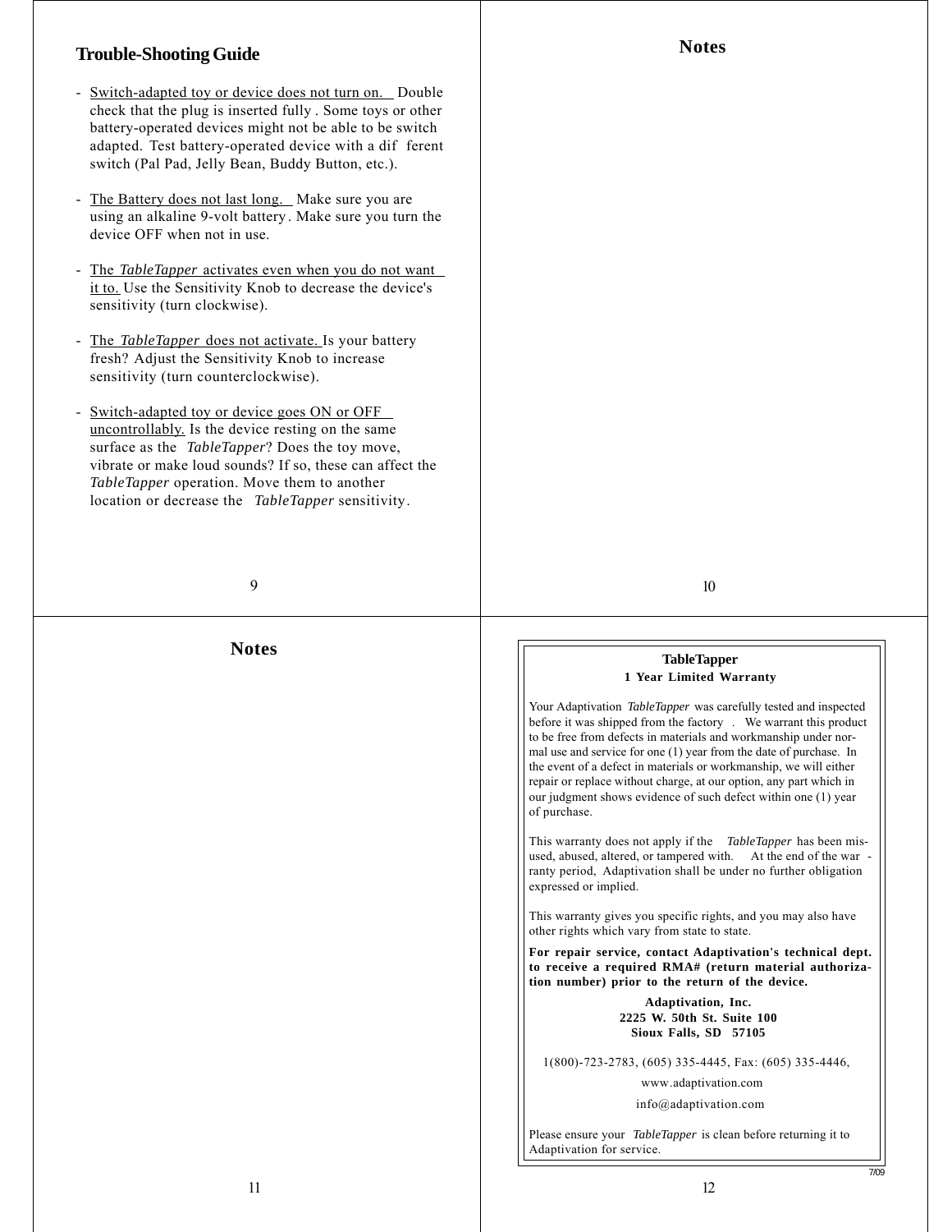## Trouble-Shooting Guide

- Switch-adapted toy or device does not turn on. Double check that the plug is inserted fully. Some toys or other battery-operated devices might not be able to be switch adapted. Test battery-operated device with a different switch (Pal Pad, Jelly Bean, Buddy Button, etc.).
- The Battery does not last long. Make sure you are using an alkaline 9-volt battery. Make sure you turn the device OFF when not in use.
- The *TableTapper* activates even when you do not want it to. Use the Sensitivity Knob to decrease the device's sensitivity (turn clockwise).
- The *TableTapper* does not activate. Is your battery fresh? Adjust the Sensitivity Knob to increase sensitivity (turn counterclockwise).
- Switch-adapted toy or device goes ON or OFF uncontrollably. Is the device resting on the same surface as the *TableTapper*? Does the toy move, vibrate or make loud sounds? If so, these can affect the *TableTapper* operation. Move them to another location or decrease the *TableTapper* sensitivity.

## Notes

## Notes

**TableTapper**

**1 Year Limited Warranty**

Your Adaptivation *TableTapper* was carefully tested and inspected before it was shipped from the factory. We warrant this product to be free from defects in materials and workmanship under normal use and service for one (1) year from the date of purchase. In the event of a defect in materials or workmanship, we will either repair or replace without charge, at our option, any part which in our judgment shows evidence of such defect within one (1) year of purchase.

This warranty does not apply if the *TableTapper* has been misused, abused, altered, or tampered with. At the end of the warranty period, Adaptivation shall be under no further obligation expressed or implied.

This warranty gives you specific rights, and you may also have other rights which vary from state to state.

**For repair service, contact Adaptivation's technical dept. to receive a required RMA# (return material authorization number) prior to the return of the device.**

**Adaptivation, Inc.**
**2225 W. 50th St. Suite 100**
**Sioux Falls, SD 57105**

1(800)-723-2783, (605) 335-4445, Fax: (605) 335-4446,

www.adaptivation.com

info@adaptivation.com

Please ensure your *TableTapper* is clean before returning it to Adaptivation for service.

7/09